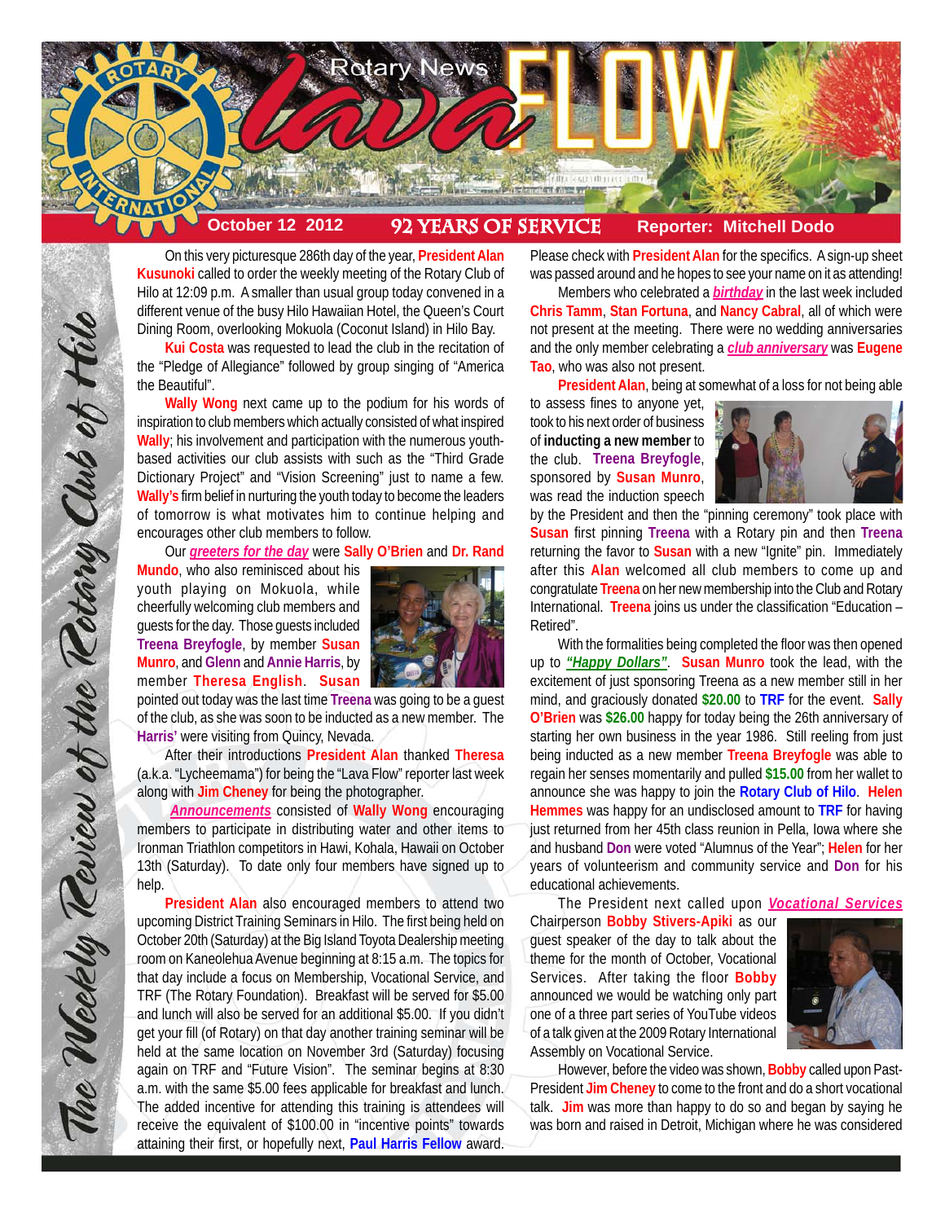# Rotary News lava FLOW

**October 12 2012** | **92 YEARS OF SERVICE** | **Reporter: Mitchell Dodo**

*The Weekly Review of the Rotary Club of Hilo*

On this very picturesque 286th day of the year, **President Alan Kusunoki** called to order the weekly meeting of the Rotary Club of Hilo at 12:09 p.m. A smaller than usual group today convened in a different venue of the busy Hilo Hawaiian Hotel, the Queen's Court Dining Room, overlooking Mokuola (Coconut Island) in Hilo Bay.

**Kui Costa** was requested to lead the club in the recitation of the "Pledge of Allegiance" followed by group singing of "America the Beautiful".

**Wally Wong** next came up to the podium for his words of inspiration to club members which actually consisted of what inspired **Wally**; his involvement and participation with the numerous youth-based activities our club assists with such as the "Third Grade Dictionary Project" and "Vision Screening" just to name a few. **Wally's** firm belief in nurturing the youth today to become the leaders of tomorrow is what motivates him to continue helping and encourages other club members to follow.

Our ***greeters for the day*** were **Sally O'Brien** and **Dr. Rand Mundo**, who also reminisced about his youth playing on Mokuola, while cheerfully welcoming club members and guests for the day. Those guests included **Treena Breyfogle**, by member **Susan Munro**, and **Glenn** and **Annie Harris**, by member **Theresa English**. **Susan** pointed out today was the last time **Treena** was going to be a guest of the club, as she was soon to be inducted as a new member. The **Harris'** were visiting from Quincy, Nevada.

After their introductions **President Alan** thanked **Theresa** (a.k.a. "Lycheemama") for being the "Lava Flow" reporter last week along with **Jim Cheney** for being the photographer.

***Announcements*** consisted of **Wally Wong** encouraging members to participate in distributing water and other items to Ironman Triathlon competitors in Hawi, Kohala, Hawaii on October 13th (Saturday). To date only four members have signed up to help.

**President Alan** also encouraged members to attend two upcoming District Training Seminars in Hilo. The first being held on October 20th (Saturday) at the Big Island Toyota Dealership meeting room on Kaneolehua Avenue beginning at 8:15 a.m. The topics for that day include a focus on Membership, Vocational Service, and TRF (The Rotary Foundation). Breakfast will be served for $5.00 and lunch will also be served for an additional $5.00. If you didn't get your fill (of Rotary) on that day another training seminar will be held at the same location on November 3rd (Saturday) focusing again on TRF and "Future Vision". The seminar begins at 8:30 a.m. with the same $5.00 fees applicable for breakfast and lunch. The added incentive for attending this training is attendees will receive the equivalent of $100.00 in "incentive points" towards attaining their first, or hopefully next, **Paul Harris Fellow** award. Please check with **President Alan** for the specifics. A sign-up sheet was passed around and he hopes to see your name on it as attending!

Members who celebrated a ***birthday*** in the last week included **Chris Tamm**, **Stan Fortuna**, and **Nancy Cabral**, all of which were not present at the meeting. There were no wedding anniversaries and the only member celebrating a ***club anniversary*** was **Eugene Tao**, who was also not present.

**President Alan**, being at somewhat of a loss for not being able to assess fines to anyone yet, took to his next order of business of **inducting a new member** to the club. **Treena Breyfogle**, sponsored by **Susan Munro**, was read the induction speech by the President and then the "pinning ceremony" took place with **Susan** first pinning **Treena** with a Rotary pin and then **Treena** returning the favor to **Susan** with a new "Ignite" pin. Immediately after this **Alan** welcomed all club members to come up and congratulate **Treena** on her new membership into the Club and Rotary International. **Treena** joins us under the classification "Education – Retired".

With the formalities being completed the floor was then opened up to ***"Happy Dollars"***. **Susan Munro** took the lead, with the excitement of just sponsoring Treena as a new member still in her mind, and graciously donated **$20.00** to **TRF** for the event. **Sally O'Brien** was **$26.00** happy for today being the 26th anniversary of starting her own business in the year 1986. Still reeling from just being inducted as a new member **Treena Breyfogle** was able to regain her senses momentarily and pulled **$15.00** from her wallet to announce she was happy to join the **Rotary Club of Hilo**. **Helen Hemmes** was happy for an undisclosed amount to **TRF** for having just returned from her 45th class reunion in Pella, Iowa where she and husband **Don** were voted "Alumnus of the Year"; **Helen** for her years of volunteerism and community service and **Don** for his educational achievements.

The President next called upon ***Vocational Services*** Chairperson **Bobby Stivers-Apiki** as our guest speaker of the day to talk about the theme for the month of October, Vocational Services. After taking the floor **Bobby** announced we would be watching only part one of a three part series of YouTube videos of a talk given at the 2009 Rotary International Assembly on Vocational Service.

However, before the video was shown, **Bobby** called upon Past-President **Jim Cheney** to come to the front and do a short vocational talk. **Jim** was more than happy to do so and began by saying he was born and raised in Detroit, Michigan where he was considered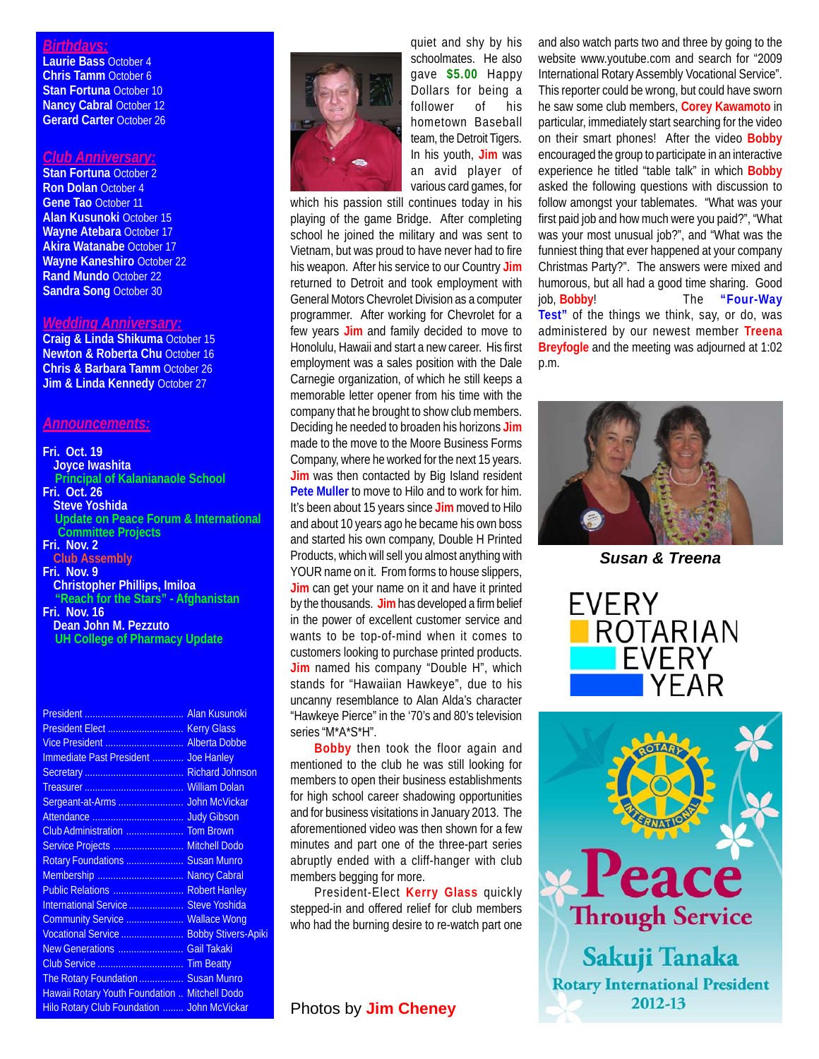## Birthdays:

**Laurie Bass** October 4
**Chris Tamm** October 6
**Stan Fortuna** October 10
**Nancy Cabral** October 12
**Gerard Carter** October 26

## Club Anniversary:

**Stan Fortuna** October 2
**Ron Dolan** October 4
**Gene Tao** October 11
**Alan Kusunoki** October 15
**Wayne Atebara** October 17
**Akira Watanabe** October 17
**Wayne Kaneshiro** October 22
**Rand Mundo** October 22
**Sandra Song** October 30

## Wedding Anniversary:

**Craig & Linda Shikuma** October 15
**Newton & Roberta Chu** October 16
**Chris & Barbara Tamm** October 26
**Jim & Linda Kennedy** October 27

## Announcements:

**Fri. Oct. 19**
**Joyce Iwashita**
**Principal of Kalanianaole School**

**Fri. Oct. 26**
**Steve Yoshida**
**Update on Peace Forum & International Committee Projects**

**Fri. Nov. 2**
**Club Assembly**

**Fri. Nov. 9**
**Christopher Phillips, Imiloa**
**"Reach for the Stars" - Afghanistan**

**Fri. Nov. 16**
**Dean John M. Pezzuto**
**UH College of Pharmacy Update**

| | |
|---|---|
| President | Alan Kusunoki |
| President Elect | Kerry Glass |
| Vice President | Alberta Dobbe |
| Immediate Past President | Joe Hanley |
| Secretary | Richard Johnson |
| Treasurer | William Dolan |
| Sergeant-at-Arms | John McVickar |
| Attendance | Judy Gibson |
| Club Administration | Tom Brown |
| Service Projects | Mitchell Dodo |
| Rotary Foundations | Susan Munro |
| Membership | Nancy Cabral |
| Public Relations | Robert Hanley |
| International Service | Steve Yoshida |
| Community Service | Wallace Wong |
| Vocational Service | Bobby Stivers-Apiki |
| New Generations | Gail Takaki |
| Club Service | Tim Beatty |
| The Rotary Foundation | Susan Munro |
| Hawaii Rotary Youth Foundation | Mitchell Dodo |
| Hilo Rotary Club Foundation | John McVickar |

quiet and shy by his schoolmates. He also gave **$5.00** Happy Dollars for being a follower of his hometown Baseball team, the Detroit Tigers. In his youth, **Jim** was an avid player of various card games, for which his passion still continues today in his playing of the game Bridge. After completing school he joined the military and was sent to Vietnam, but was proud to have never had to fire his weapon. After his service to our Country **Jim** returned to Detroit and took employment with General Motors Chevrolet Division as a computer programmer. After working for Chevrolet for a few years **Jim** and family decided to move to Honolulu, Hawaii and start a new career. His first employment was a sales position with the Dale Carnegie organization, of which he still keeps a memorable letter opener from his time with the company that he brought to show club members. Deciding he needed to broaden his horizons **Jim** made to the move to the Moore Business Forms Company, where he worked for the next 15 years. **Jim** was then contacted by Big Island resident **Pete Muller** to move to Hilo and to work for him. It's been about 15 years since **Jim** moved to Hilo and about 10 years ago he became his own boss and started his own company, Double H Printed Products, which will sell you almost anything with YOUR name on it. From forms to house slippers, **Jim** can get your name on it and have it printed by the thousands. **Jim** has developed a firm belief in the power of excellent customer service and wants to be top-of-mind when it comes to customers looking to purchase printed products. **Jim** named his company "Double H", which stands for "Hawaiian Hawkeye", due to his uncanny resemblance to Alan Alda's character "Hawkeye Pierce" in the '70's and 80's television series "M*A*S*H".

**Bobby** then took the floor again and mentioned to the club he was still looking for members to open their business establishments for high school career shadowing opportunities and for business visitations in January 2013. The aforementioned video was then shown for a few minutes and part one of the three-part series abruptly ended with a cliff-hanger with club members begging for more.

President-Elect **Kerry Glass** quickly stepped-in and offered relief for club members who had the burning desire to re-watch part one and also watch parts two and three by going to the website www.youtube.com and search for "2009 International Rotary Assembly Vocational Service". This reporter could be wrong, but could have sworn he saw some club members, **Corey Kawamoto** in particular, immediately start searching for the video on their smart phones! After the video **Bobby** encouraged the group to participate in an interactive experience he titled "table talk" in which **Bobby** asked the following questions with discussion to follow amongst your tablemates. "What was your first paid job and how much were you paid?", "What was your most unusual job?", and "What was the funniest thing that ever happened at your company Christmas Party?". The answers were mixed and humorous, but all had a good time sharing. Good job, **Bobby**! The **"Four-Way Test"** of the things we think, say, or do, was administered by our newest member **Treena Breyfogle** and the meeting was adjourned at 1:02 p.m.

***Susan & Treena***

EVERY ROTARIAN EVERY YEAR

Peace Through Service
Sakuji Tanaka
Rotary International President
2012-13

Photos by **Jim Cheney**